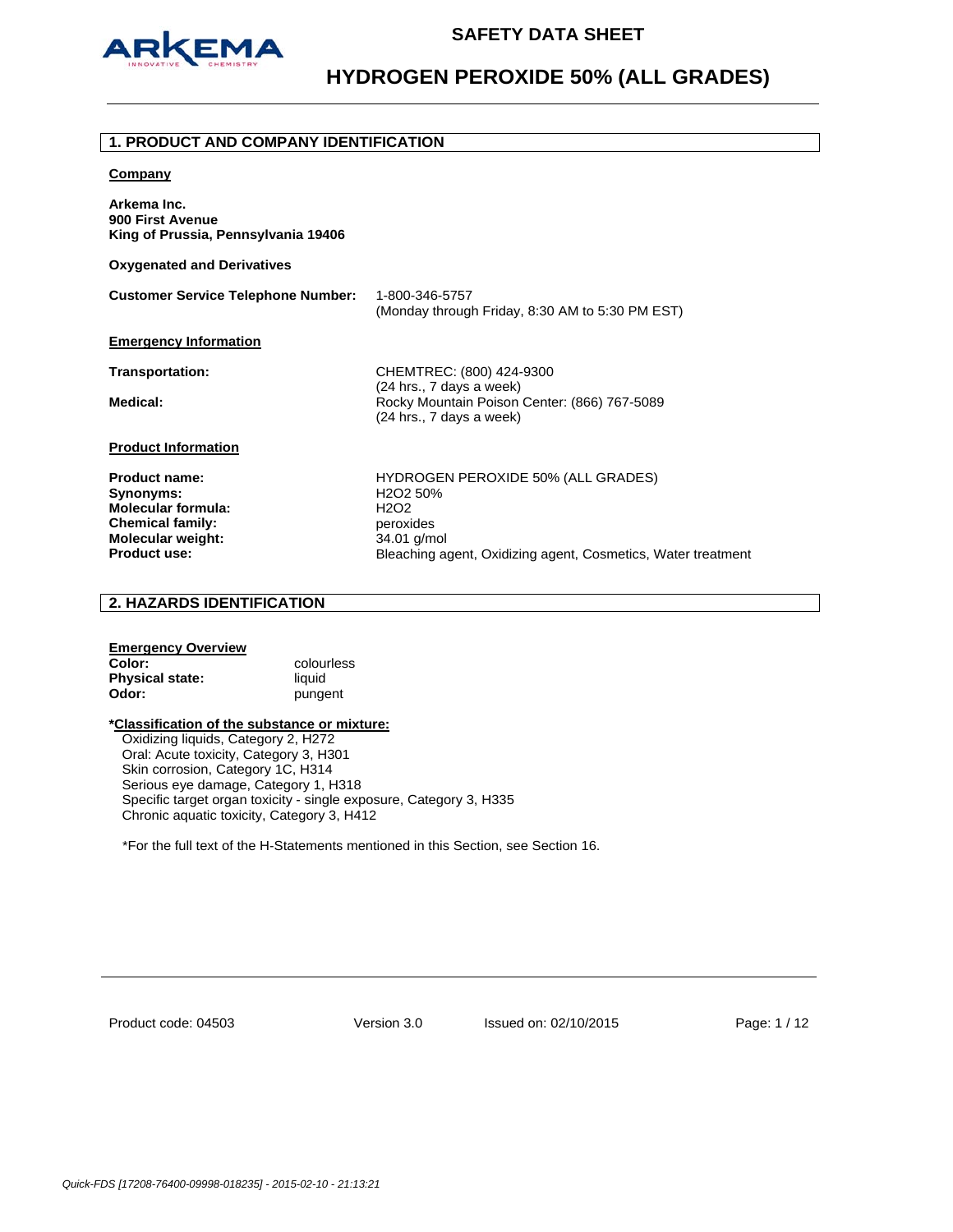# SAFETY DATA SHEET

# HYDROGEN PEROXIDE 50% (ALL GRADES)

## 1. PRODUCT AND COMPANY IDENTIFICATION

**Company**

**Arkema Inc.**
**900 First Avenue**
**King of Prussia, Pennsylvania 19406**

**Oxygenated and Derivatives**

**Customer Service Telephone Number:** 1-800-346-5757
(Monday through Friday, 8:30 AM to 5:30 PM EST)

**Emergency Information**

**Transportation:** CHEMTREC: (800) 424-9300
(24 hrs., 7 days a week)

**Medical:** Rocky Mountain Poison Center: (866) 767-5089
(24 hrs., 7 days a week)

**Product Information**

| | |
|---|---|
| **Product name:** | HYDROGEN PEROXIDE 50% (ALL GRADES) |
| **Synonyms:** | H2O2 50% |
| **Molecular formula:** | H2O2 |
| **Chemical family:** | peroxides |
| **Molecular weight:** | 34.01 g/mol |
| **Product use:** | Bleaching agent, Oxidizing agent, Cosmetics, Water treatment |

## 2. HAZARDS IDENTIFICATION

**Emergency Overview**

| | |
|---|---|
| **Color:** | colourless |
| **Physical state:** | liquid |
| **Odor:** | pungent |

***Classification of the substance or mixture:**

Oxidizing liquids, Category 2, H272
Oral: Acute toxicity, Category 3, H301
Skin corrosion, Category 1C, H314
Serious eye damage, Category 1, H318
Specific target organ toxicity - single exposure, Category 3, H335
Chronic aquatic toxicity, Category 3, H412

*For the full text of the H-Statements mentioned in this Section, see Section 16.

Product code: 04503 Version 3.0 Issued on: 02/10/2015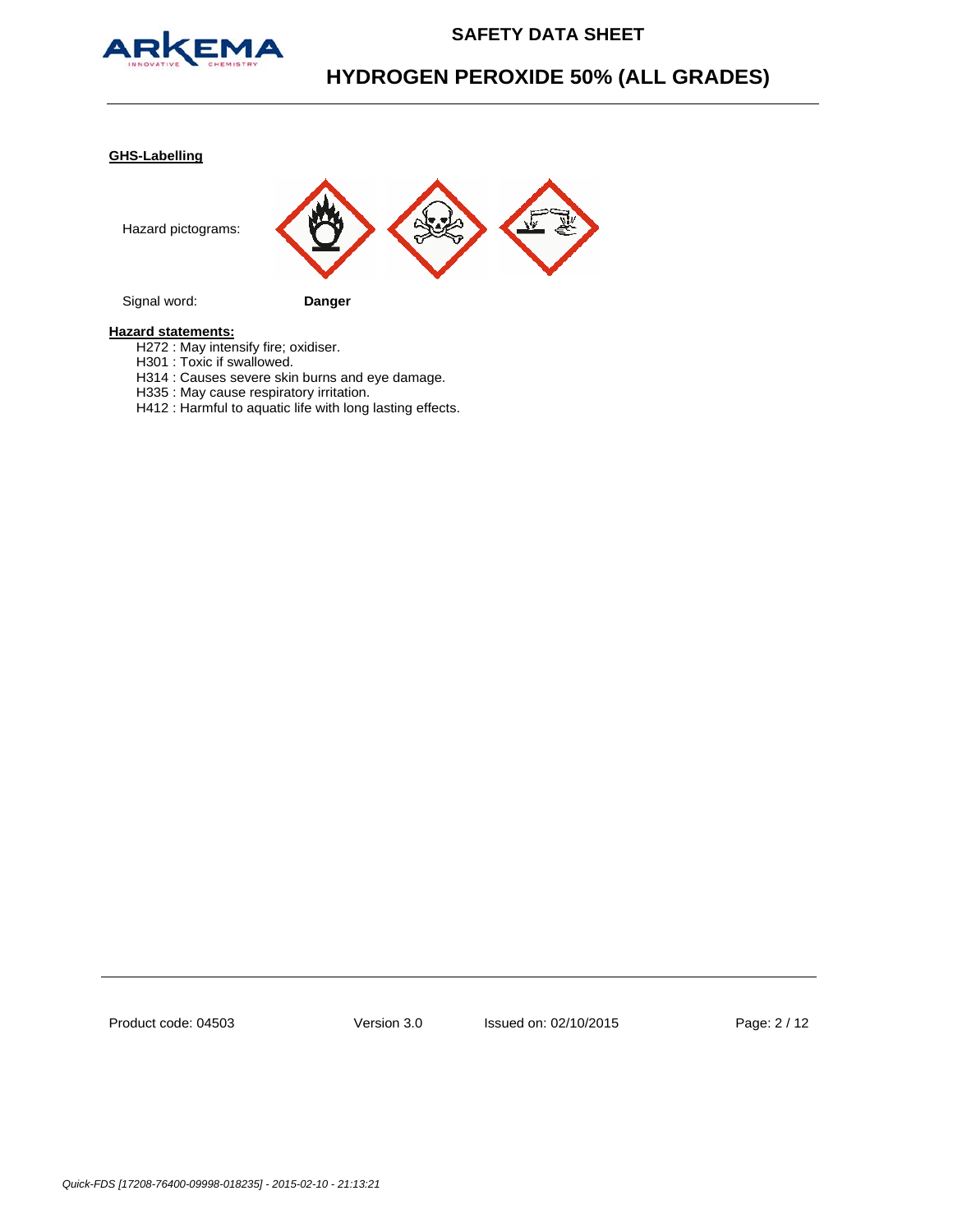**GHS-Labelling**

Hazard pictograms:

Signal word: **Danger**

**Hazard statements:**

H272 : May intensify fire; oxidiser.
H301 : Toxic if swallowed.
H314 : Causes severe skin burns and eye damage.
H335 : May cause respiratory irritation.
H412 : Harmful to aquatic life with long lasting effects.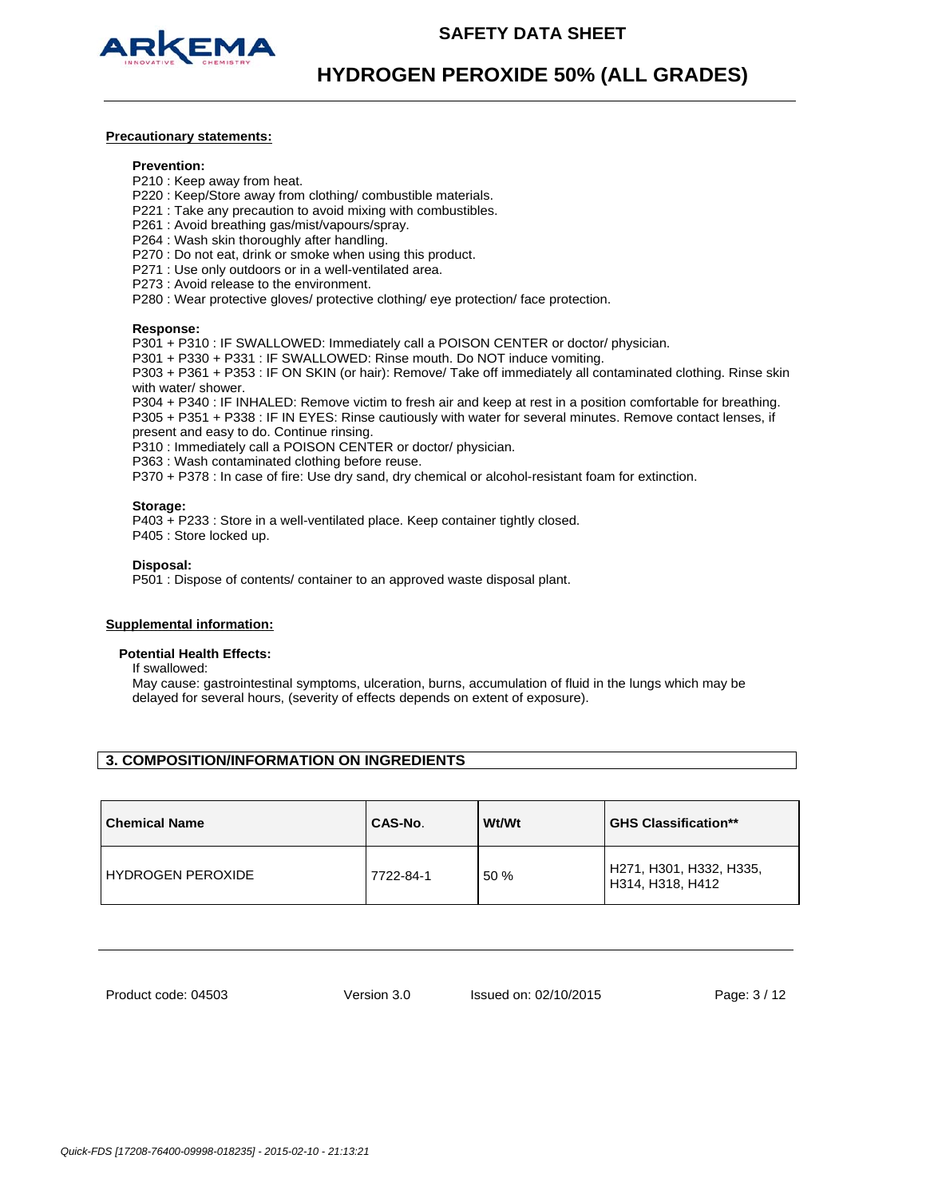**Precautionary statements:**

**Prevention:**

P210 : Keep away from heat.
P220 : Keep/Store away from clothing/ combustible materials.
P221 : Take any precaution to avoid mixing with combustibles.
P261 : Avoid breathing gas/mist/vapours/spray.
P264 : Wash skin thoroughly after handling.
P270 : Do not eat, drink or smoke when using this product.
P271 : Use only outdoors or in a well-ventilated area.
P273 : Avoid release to the environment.
P280 : Wear protective gloves/ protective clothing/ eye protection/ face protection.

**Response:**

P301 + P310 : IF SWALLOWED: Immediately call a POISON CENTER or doctor/ physician.
P301 + P330 + P331 : IF SWALLOWED: Rinse mouth. Do NOT induce vomiting.
P303 + P361 + P353 : IF ON SKIN (or hair): Remove/ Take off immediately all contaminated clothing. Rinse skin with water/ shower.
P304 + P340 : IF INHALED: Remove victim to fresh air and keep at rest in a position comfortable for breathing.
P305 + P351 + P338 : IF IN EYES: Rinse cautiously with water for several minutes. Remove contact lenses, if present and easy to do. Continue rinsing.
P310 : Immediately call a POISON CENTER or doctor/ physician.
P363 : Wash contaminated clothing before reuse.
P370 + P378 : In case of fire: Use dry sand, dry chemical or alcohol-resistant foam for extinction.

**Storage:**

P403 + P233 : Store in a well-ventilated place. Keep container tightly closed.
P405 : Store locked up.

**Disposal:**

P501 : Dispose of contents/ container to an approved waste disposal plant.

**Supplemental information:**

**Potential Health Effects:**

If swallowed:
May cause: gastrointestinal symptoms, ulceration, burns, accumulation of fluid in the lungs which may be delayed for several hours, (severity of effects depends on extent of exposure).

## 3. COMPOSITION/INFORMATION ON INGREDIENTS

| Chemical Name | CAS-No. | Wt/Wt | GHS Classification** |
|---|---|---|---|
| HYDROGEN PEROXIDE | 7722-84-1 | 50 % | H271, H301, H332, H335, H314, H318, H412 |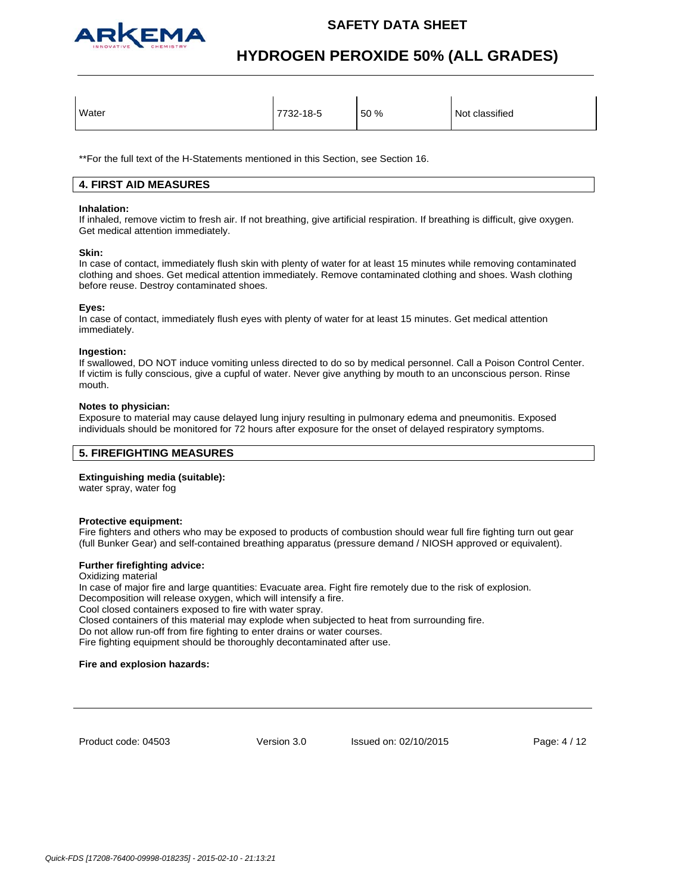| Water | 7732-18-5 | 50 % | Not classified |
|---|---|---|---|

**For the full text of the H-Statements mentioned in this Section, see Section 16.

## 4. FIRST AID MEASURES

**Inhalation:**
If inhaled, remove victim to fresh air. If not breathing, give artificial respiration. If breathing is difficult, give oxygen. Get medical attention immediately.

**Skin:**
In case of contact, immediately flush skin with plenty of water for at least 15 minutes while removing contaminated clothing and shoes. Get medical attention immediately. Remove contaminated clothing and shoes. Wash clothing before reuse. Destroy contaminated shoes.

**Eyes:**
In case of contact, immediately flush eyes with plenty of water for at least 15 minutes. Get medical attention immediately.

**Ingestion:**
If swallowed, DO NOT induce vomiting unless directed to do so by medical personnel. Call a Poison Control Center. If victim is fully conscious, give a cupful of water. Never give anything by mouth to an unconscious person. Rinse mouth.

**Notes to physician:**
Exposure to material may cause delayed lung injury resulting in pulmonary edema and pneumonitis. Exposed individuals should be monitored for 72 hours after exposure for the onset of delayed respiratory symptoms.

## 5. FIREFIGHTING MEASURES

**Extinguishing media (suitable):**
water spray, water fog

**Protective equipment:**
Fire fighters and others who may be exposed to products of combustion should wear full fire fighting turn out gear (full Bunker Gear) and self-contained breathing apparatus (pressure demand / NIOSH approved or equivalent).

**Further firefighting advice:**
Oxidizing material
In case of major fire and large quantities: Evacuate area. Fight fire remotely due to the risk of explosion.
Decomposition will release oxygen, which will intensify a fire.
Cool closed containers exposed to fire with water spray.
Closed containers of this material may explode when subjected to heat from surrounding fire.
Do not allow run-off from fire fighting to enter drains or water courses.
Fire fighting equipment should be thoroughly decontaminated after use.

**Fire and explosion hazards:**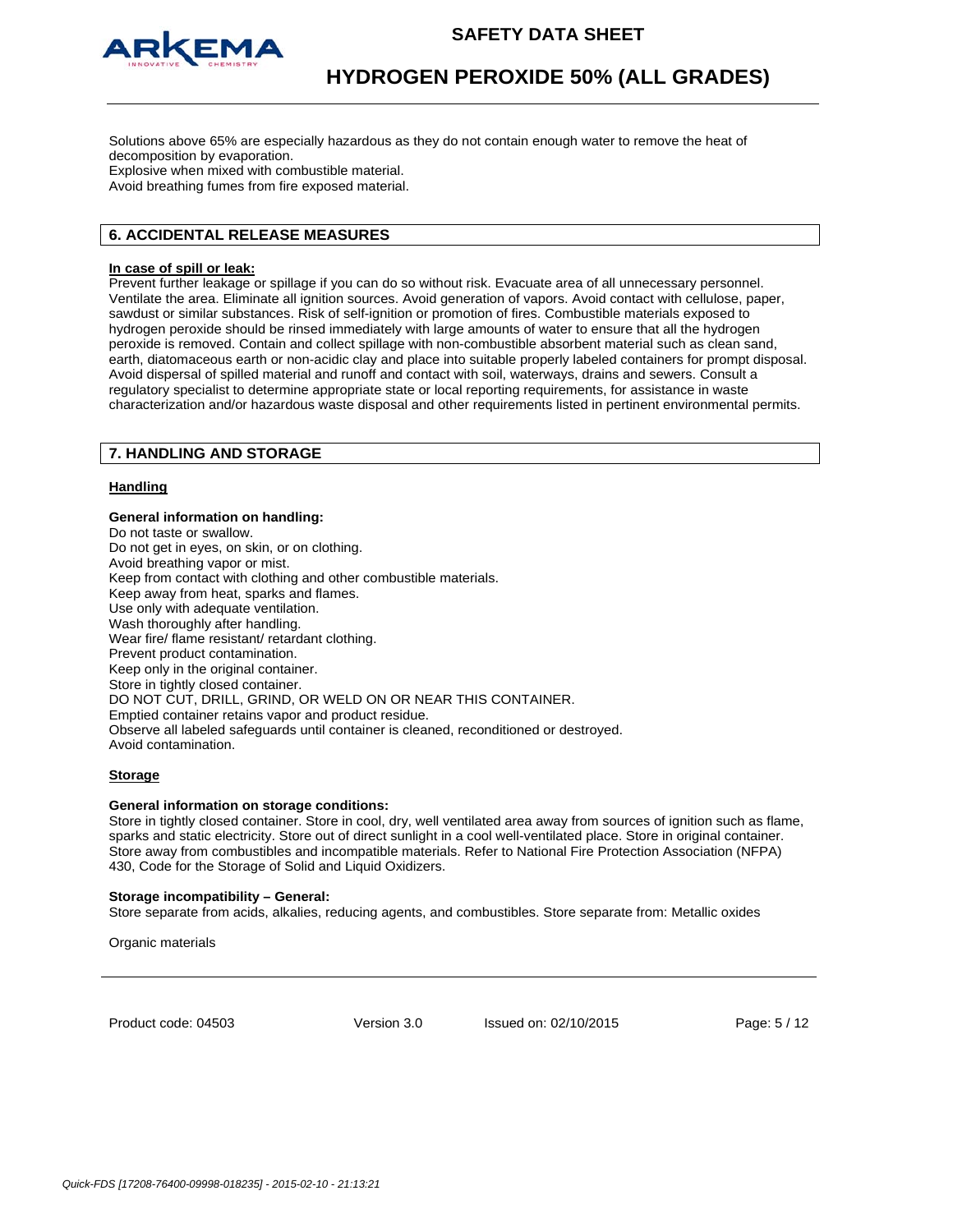Solutions above 65% are especially hazardous as they do not contain enough water to remove the heat of decomposition by evaporation.
Explosive when mixed with combustible material.
Avoid breathing fumes from fire exposed material.

## 6. ACCIDENTAL RELEASE MEASURES

**In case of spill or leak:**
Prevent further leakage or spillage if you can do so without risk. Evacuate area of all unnecessary personnel. Ventilate the area. Eliminate all ignition sources. Avoid generation of vapors. Avoid contact with cellulose, paper, sawdust or similar substances. Risk of self-ignition or promotion of fires. Combustible materials exposed to hydrogen peroxide should be rinsed immediately with large amounts of water to ensure that all the hydrogen peroxide is removed. Contain and collect spillage with non-combustible absorbent material such as clean sand, earth, diatomaceous earth or non-acidic clay and place into suitable properly labeled containers for prompt disposal. Avoid dispersal of spilled material and runoff and contact with soil, waterways, drains and sewers. Consult a regulatory specialist to determine appropriate state or local reporting requirements, for assistance in waste characterization and/or hazardous waste disposal and other requirements listed in pertinent environmental permits.

## 7. HANDLING AND STORAGE

**Handling**

**General information on handling:**
Do not taste or swallow.
Do not get in eyes, on skin, or on clothing.
Avoid breathing vapor or mist.
Keep from contact with clothing and other combustible materials.
Keep away from heat, sparks and flames.
Use only with adequate ventilation.
Wash thoroughly after handling.
Wear fire/ flame resistant/ retardant clothing.
Prevent product contamination.
Keep only in the original container.
Store in tightly closed container.
DO NOT CUT, DRILL, GRIND, OR WELD ON OR NEAR THIS CONTAINER.
Emptied container retains vapor and product residue.
Observe all labeled safeguards until container is cleaned, reconditioned or destroyed.
Avoid contamination.

**Storage**

**General information on storage conditions:**
Store in tightly closed container. Store in cool, dry, well ventilated area away from sources of ignition such as flame, sparks and static electricity. Store out of direct sunlight in a cool well-ventilated place. Store in original container. Store away from combustibles and incompatible materials. Refer to National Fire Protection Association (NFPA) 430, Code for the Storage of Solid and Liquid Oxidizers.

**Storage incompatibility – General:**
Store separate from acids, alkalies, reducing agents, and combustibles. Store separate from: Metallic oxides

Organic materials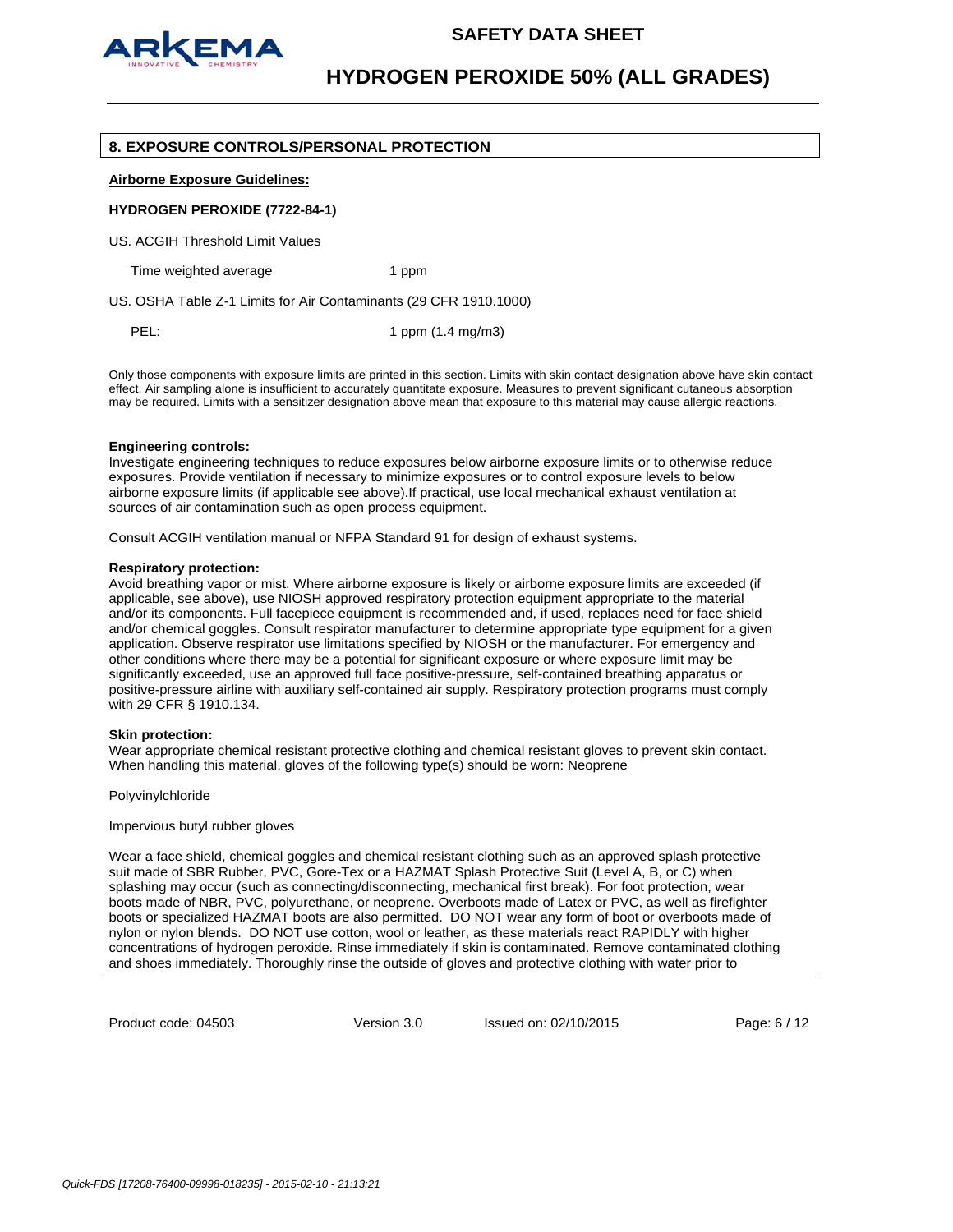## 8. EXPOSURE CONTROLS/PERSONAL PROTECTION

**Airborne Exposure Guidelines:**

**HYDROGEN PEROXIDE (7722-84-1)**

US. ACGIH Threshold Limit Values

| | |
|---|---|
| Time weighted average | 1 ppm |

US. OSHA Table Z-1 Limits for Air Contaminants (29 CFR 1910.1000)

| | |
|---|---|
| PEL: | 1 ppm (1.4 mg/m3) |

Only those components with exposure limits are printed in this section. Limits with skin contact designation above have skin contact effect. Air sampling alone is insufficient to accurately quantitate exposure. Measures to prevent significant cutaneous absorption may be required. Limits with a sensitizer designation above mean that exposure to this material may cause allergic reactions.

**Engineering controls:**
Investigate engineering techniques to reduce exposures below airborne exposure limits or to otherwise reduce exposures. Provide ventilation if necessary to minimize exposures or to control exposure levels to below airborne exposure limits (if applicable see above).If practical, use local mechanical exhaust ventilation at sources of air contamination such as open process equipment.

Consult ACGIH ventilation manual or NFPA Standard 91 for design of exhaust systems.

**Respiratory protection:**
Avoid breathing vapor or mist. Where airborne exposure is likely or airborne exposure limits are exceeded (if applicable, see above), use NIOSH approved respiratory protection equipment appropriate to the material and/or its components. Full facepiece equipment is recommended and, if used, replaces need for face shield and/or chemical goggles. Consult respirator manufacturer to determine appropriate type equipment for a given application. Observe respirator use limitations specified by NIOSH or the manufacturer. For emergency and other conditions where there may be a potential for significant exposure or where exposure limit may be significantly exceeded, use an approved full face positive-pressure, self-contained breathing apparatus or positive-pressure airline with auxiliary self-contained air supply. Respiratory protection programs must comply with 29 CFR § 1910.134.

**Skin protection:**
Wear appropriate chemical resistant protective clothing and chemical resistant gloves to prevent skin contact. When handling this material, gloves of the following type(s) should be worn: Neoprene

Polyvinylchloride

Impervious butyl rubber gloves

Wear a face shield, chemical goggles and chemical resistant clothing such as an approved splash protective suit made of SBR Rubber, PVC, Gore-Tex or a HAZMAT Splash Protective Suit (Level A, B, or C) when splashing may occur (such as connecting/disconnecting, mechanical first break). For foot protection, wear boots made of NBR, PVC, polyurethane, or neoprene. Overboots made of Latex or PVC, as well as firefighter boots or specialized HAZMAT boots are also permitted. DO NOT wear any form of boot or overboots made of nylon or nylon blends. DO NOT use cotton, wool or leather, as these materials react RAPIDLY with higher concentrations of hydrogen peroxide. Rinse immediately if skin is contaminated. Remove contaminated clothing and shoes immediately. Thoroughly rinse the outside of gloves and protective clothing with water prior to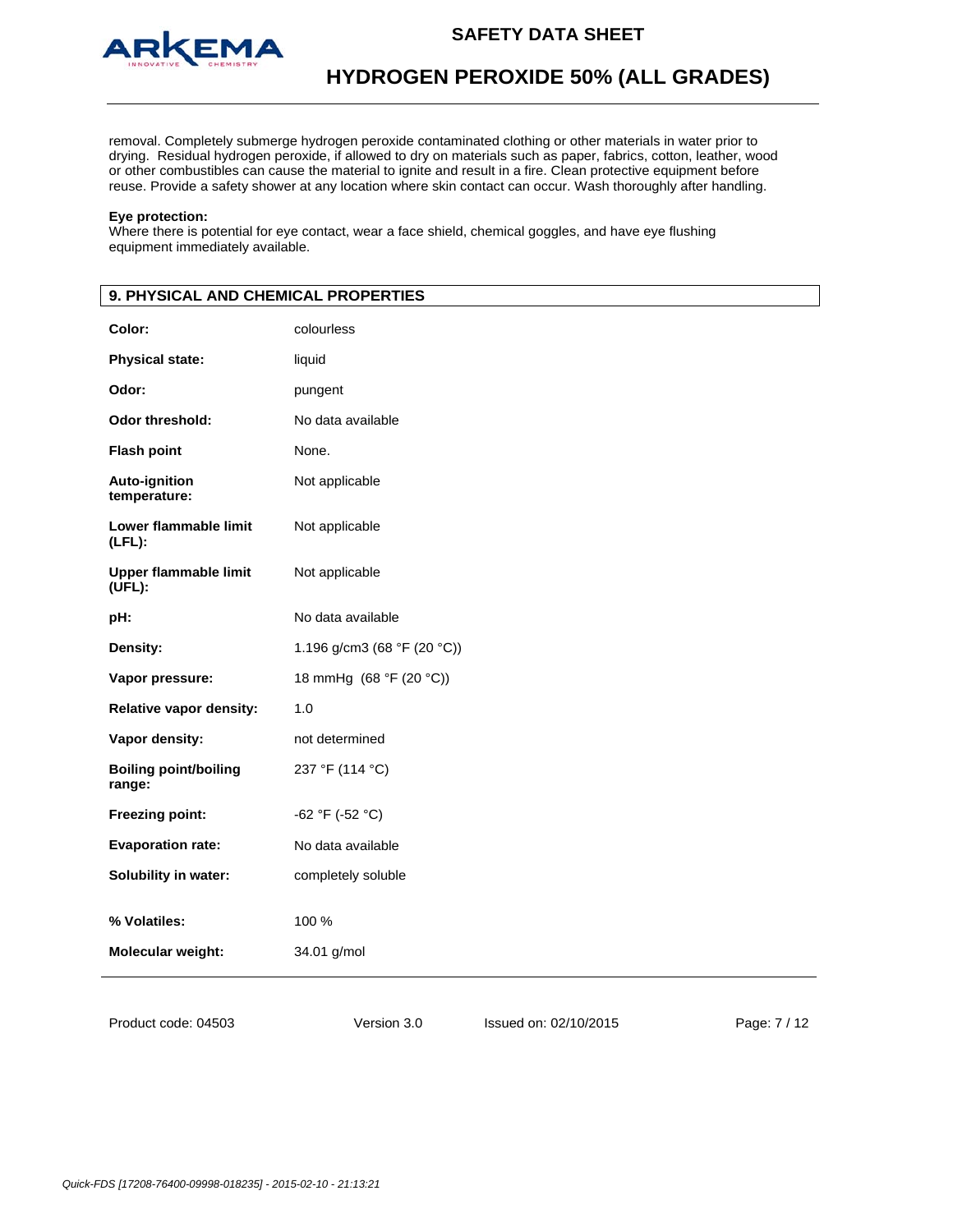removal. Completely submerge hydrogen peroxide contaminated clothing or other materials in water prior to drying. Residual hydrogen peroxide, if allowed to dry on materials such as paper, fabrics, cotton, leather, wood or other combustibles can cause the material to ignite and result in a fire. Clean protective equipment before reuse. Provide a safety shower at any location where skin contact can occur. Wash thoroughly after handling.

**Eye protection:**
Where there is potential for eye contact, wear a face shield, chemical goggles, and have eye flushing equipment immediately available.

## 9. PHYSICAL AND CHEMICAL PROPERTIES

| | |
|---|---|
| **Color:** | colourless |
| **Physical state:** | liquid |
| **Odor:** | pungent |
| **Odor threshold:** | No data available |
| **Flash point** | None. |
| **Auto-ignition temperature:** | Not applicable |
| **Lower flammable limit (LFL):** | Not applicable |
| **Upper flammable limit (UFL):** | Not applicable |
| **pH:** | No data available |
| **Density:** | 1.196 g/cm3 (68 °F (20 °C)) |
| **Vapor pressure:** | 18 mmHg (68 °F (20 °C)) |
| **Relative vapor density:** | 1.0 |
| **Vapor density:** | not determined |
| **Boiling point/boiling range:** | 237 °F (114 °C) |
| **Freezing point:** | -62 °F (-52 °C) |
| **Evaporation rate:** | No data available |
| **Solubility in water:** | completely soluble |
| **% Volatiles:** | 100 % |
| **Molecular weight:** | 34.01 g/mol |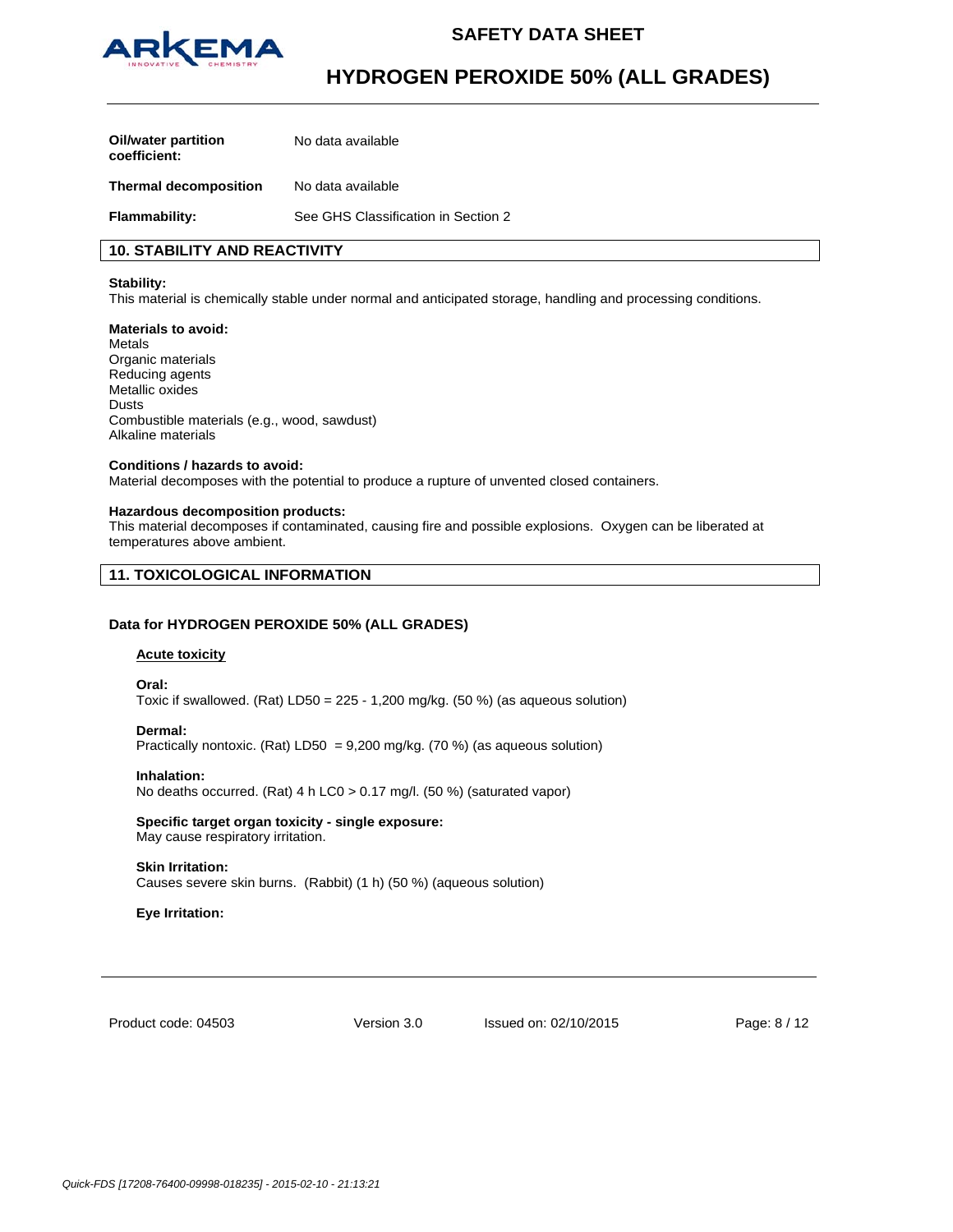| | |
|---|---|
| **Oil/water partition coefficient:** | No data available |
| **Thermal decomposition** | No data available |
| **Flammability:** | See GHS Classification in Section 2 |

## 10. STABILITY AND REACTIVITY

**Stability:**
This material is chemically stable under normal and anticipated storage, handling and processing conditions.

**Materials to avoid:**
Metals
Organic materials
Reducing agents
Metallic oxides
Dusts
Combustible materials (e.g., wood, sawdust)
Alkaline materials

**Conditions / hazards to avoid:**
Material decomposes with the potential to produce a rupture of unvented closed containers.

**Hazardous decomposition products:**
This material decomposes if contaminated, causing fire and possible explosions. Oxygen can be liberated at temperatures above ambient.

## 11. TOXICOLOGICAL INFORMATION

### Data for HYDROGEN PEROXIDE 50% (ALL GRADES)

**Acute toxicity**

**Oral:**
Toxic if swallowed. (Rat) LD50 = 225 - 1,200 mg/kg. (50 %) (as aqueous solution)

**Dermal:**
Practically nontoxic. (Rat) LD50 = 9,200 mg/kg. (70 %) (as aqueous solution)

**Inhalation:**
No deaths occurred. (Rat) 4 h LC0 > 0.17 mg/l. (50 %) (saturated vapor)

**Specific target organ toxicity - single exposure:**
May cause respiratory irritation.

**Skin Irritation:**
Causes severe skin burns. (Rabbit) (1 h) (50 %) (aqueous solution)

**Eye Irritation:**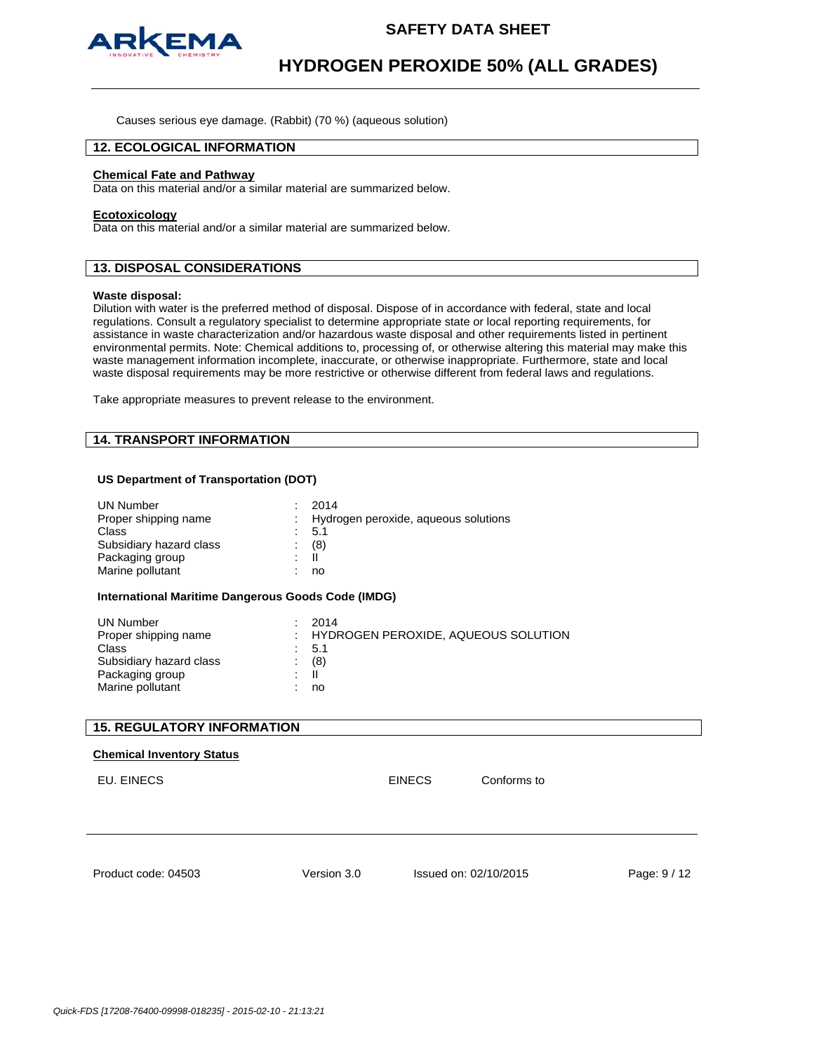Causes serious eye damage. (Rabbit) (70 %) (aqueous solution)

## 12. ECOLOGICAL INFORMATION

**Chemical Fate and Pathway**

Data on this material and/or a similar material are summarized below.

**Ecotoxicology**

Data on this material and/or a similar material are summarized below.

## 13. DISPOSAL CONSIDERATIONS

**Waste disposal:**

Dilution with water is the preferred method of disposal. Dispose of in accordance with federal, state and local regulations. Consult a regulatory specialist to determine appropriate state or local reporting requirements, for assistance in waste characterization and/or hazardous waste disposal and other requirements listed in pertinent environmental permits. Note: Chemical additions to, processing of, or otherwise altering this material may make this waste management information incomplete, inaccurate, or otherwise inappropriate. Furthermore, state and local waste disposal requirements may be more restrictive or otherwise different from federal laws and regulations.

Take appropriate measures to prevent release to the environment.

## 14. TRANSPORT INFORMATION

**US Department of Transportation (DOT)**

| | |
|---|---|
| UN Number | : 2014 |
| Proper shipping name | : Hydrogen peroxide, aqueous solutions |
| Class | : 5.1 |
| Subsidiary hazard class | : (8) |
| Packaging group | : II |
| Marine pollutant | : no |

**International Maritime Dangerous Goods Code (IMDG)**

| | |
|---|---|
| UN Number | : 2014 |
| Proper shipping name | : HYDROGEN PEROXIDE, AQUEOUS SOLUTION |
| Class | : 5.1 |
| Subsidiary hazard class | : (8) |
| Packaging group | : II |
| Marine pollutant | : no |

## 15. REGULATORY INFORMATION

**Chemical Inventory Status**

| | | |
|---|---|---|
| EU. EINECS | EINECS | Conforms to |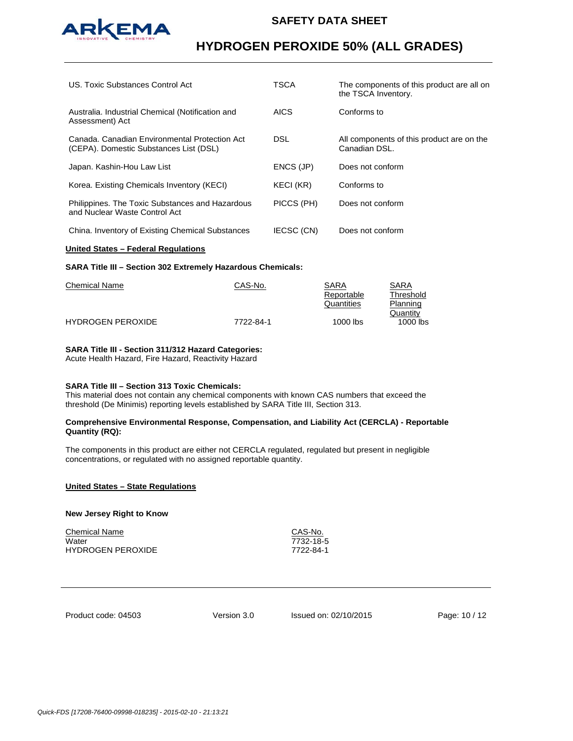| | | |
|---|---|---|
| US. Toxic Substances Control Act | TSCA | The components of this product are all on the TSCA Inventory. |
| Australia. Industrial Chemical (Notification and Assessment) Act | AICS | Conforms to |
| Canada. Canadian Environmental Protection Act (CEPA). Domestic Substances List (DSL) | DSL | All components of this product are on the Canadian DSL. |
| Japan. Kashin-Hou Law List | ENCS (JP) | Does not conform |
| Korea. Existing Chemicals Inventory (KECI) | KECI (KR) | Conforms to |
| Philippines. The Toxic Substances and Hazardous and Nuclear Waste Control Act | PICCS (PH) | Does not conform |
| China. Inventory of Existing Chemical Substances | IECSC (CN) | Does not conform |

**United States – Federal Regulations**

**SARA Title III – Section 302 Extremely Hazardous Chemicals:**

| Chemical Name | CAS-No. | SARA Reportable Quantities | SARA Threshold Planning Quantity |
|---|---|---|---|
| HYDROGEN PEROXIDE | 7722-84-1 | 1000 lbs | 1000 lbs |

**SARA Title III - Section 311/312 Hazard Categories:**
Acute Health Hazard, Fire Hazard, Reactivity Hazard

**SARA Title III – Section 313 Toxic Chemicals:**
This material does not contain any chemical components with known CAS numbers that exceed the threshold (De Minimis) reporting levels established by SARA Title III, Section 313.

**Comprehensive Environmental Response, Compensation, and Liability Act (CERCLA) - Reportable Quantity (RQ):**

The components in this product are either not CERCLA regulated, regulated but present in negligible concentrations, or regulated with no assigned reportable quantity.

**United States – State Regulations**

**New Jersey Right to Know**

| Chemical Name | CAS-No. |
|---|---|
| Water | 7732-18-5 |
| HYDROGEN PEROXIDE | 7722-84-1 |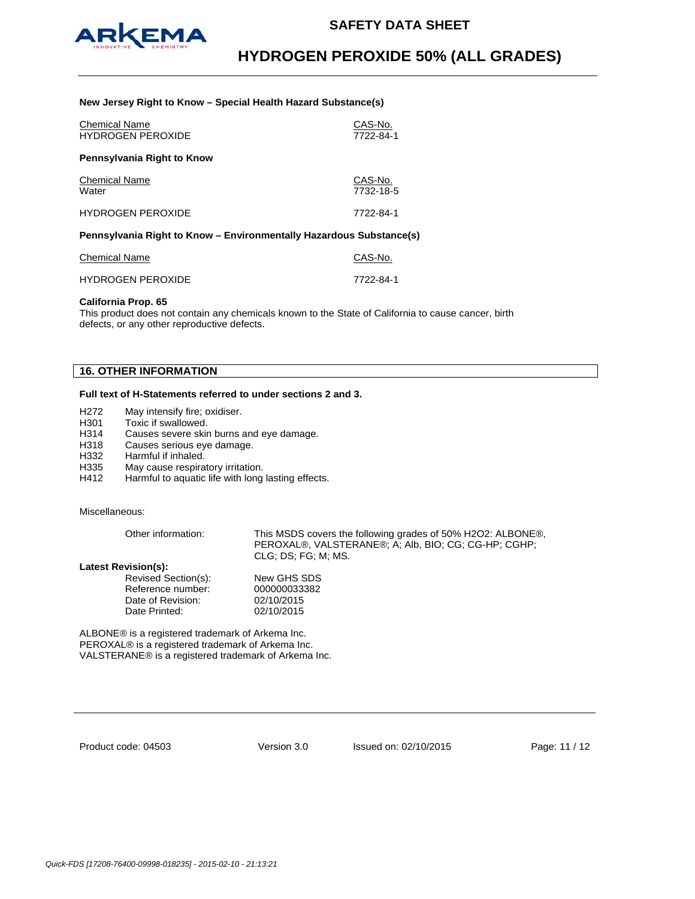**New Jersey Right to Know – Special Health Hazard Substance(s)**

| Chemical Name | CAS-No. |
|---|---|
| HYDROGEN PEROXIDE | 7722-84-1 |

**Pennsylvania Right to Know**

| Chemical Name | CAS-No. |
|---|---|
| Water | 7732-18-5 |
| HYDROGEN PEROXIDE | 7722-84-1 |

**Pennsylvania Right to Know – Environmentally Hazardous Substance(s)**

| Chemical Name | CAS-No. |
|---|---|
| HYDROGEN PEROXIDE | 7722-84-1 |

**California Prop. 65**

This product does not contain any chemicals known to the State of California to cause cancer, birth defects, or any other reproductive defects.

## 16. OTHER INFORMATION

**Full text of H-Statements referred to under sections 2 and 3.**

| | |
|---|---|
| H272 | May intensify fire; oxidiser. |
| H301 | Toxic if swallowed. |
| H314 | Causes severe skin burns and eye damage. |
| H318 | Causes serious eye damage. |
| H332 | Harmful if inhaled. |
| H335 | May cause respiratory irritation. |
| H412 | Harmful to aquatic life with long lasting effects. |

Miscellaneous:

Other information: This MSDS covers the following grades of 50% $H_2O_2$: ALBONE®, PEROXAL®, VALSTERANE®; A; Alb, BIO; CG; CG-HP; CGHP; CLG; DS; FG; M; MS.

**Latest Revision(s):**

| | |
|---|---|
| Revised Section(s): | New GHS SDS |
| Reference number: | 000000033382 |
| Date of Revision: | 02/10/2015 |
| Date Printed: | 02/10/2015 |

ALBONE® is a registered trademark of Arkema Inc.
PEROXAL® is a registered trademark of Arkema Inc.
VALSTERANE® is a registered trademark of Arkema Inc.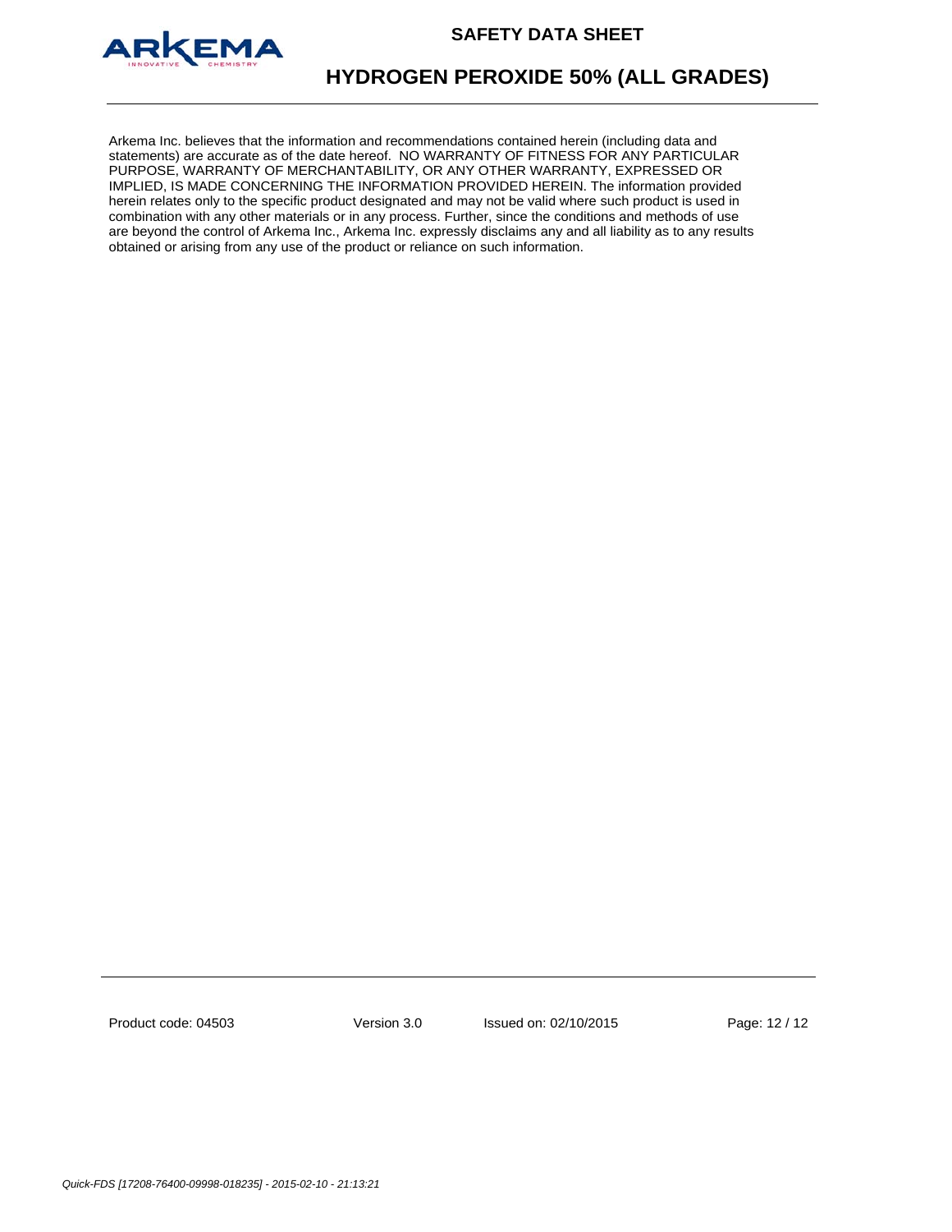Arkema Inc. believes that the information and recommendations contained herein (including data and statements) are accurate as of the date hereof. NO WARRANTY OF FITNESS FOR ANY PARTICULAR PURPOSE, WARRANTY OF MERCHANTABILITY, OR ANY OTHER WARRANTY, EXPRESSED OR IMPLIED, IS MADE CONCERNING THE INFORMATION PROVIDED HEREIN. The information provided herein relates only to the specific product designated and may not be valid where such product is used in combination with any other materials or in any process. Further, since the conditions and methods of use are beyond the control of Arkema Inc., Arkema Inc. expressly disclaims any and all liability as to any results obtained or arising from any use of the product or reliance on such information.